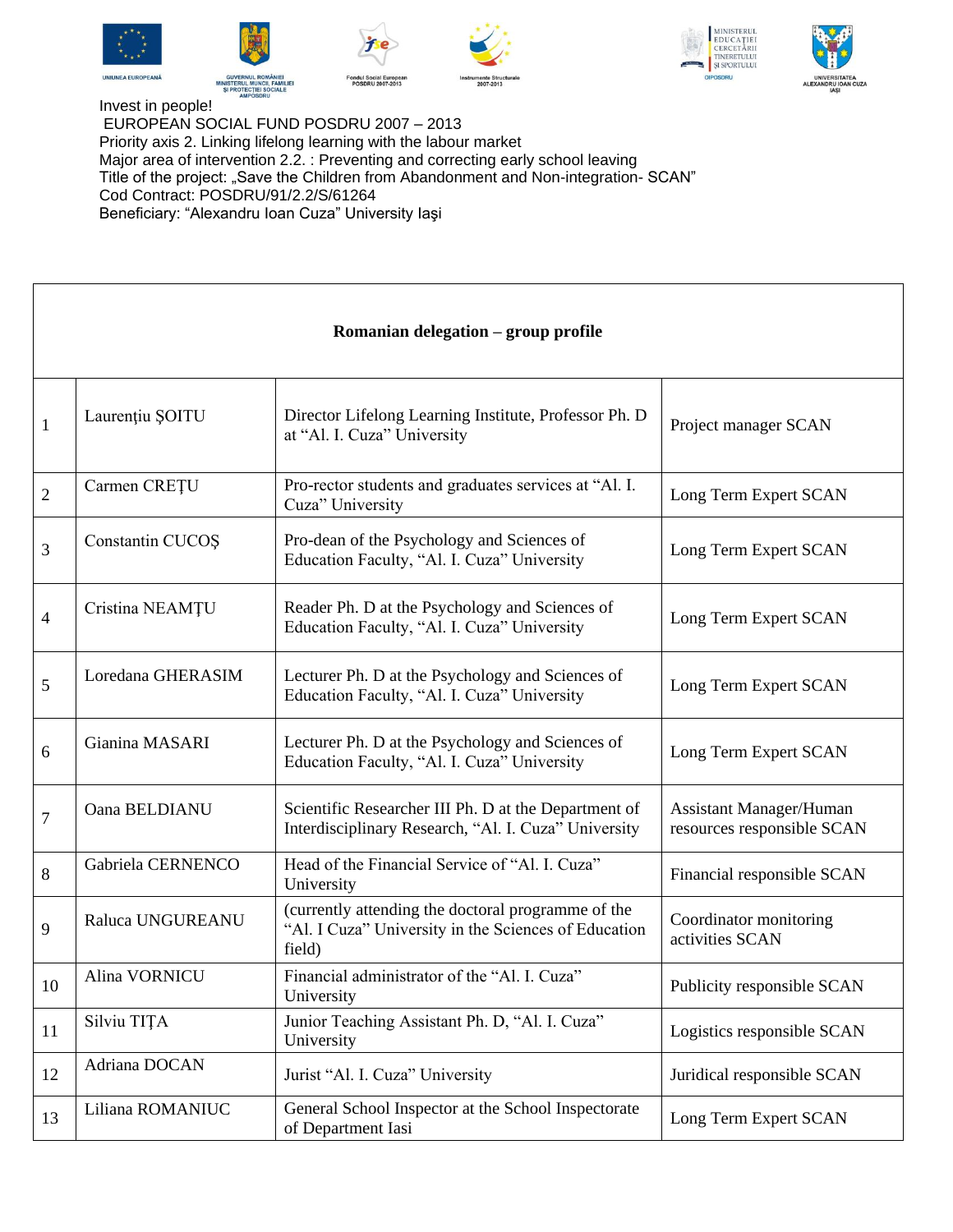Invest in people!
EUROPEAN SOCIAL FUND POSDRU 2007 – 2013
Priority axis 2. Linking lifelong learning with the labour market
Major area of intervention 2.2. : Preventing and correcting early school leaving
Title of the project: „Save the Children from Abandonment and Non-integration- SCAN"
Cod Contract: POSDRU/91/2.2/S/61264
Beneficiary: "Alexandru Ioan Cuza" University Iaşi

| **Romanian delegation – group profile** | | | |
|---|---|---|---|
| 1 | Laurenţiu ŞOITU | Director Lifelong Learning Institute, Professor Ph. D at "Al. I. Cuza" University | Project manager SCAN |
| 2 | Carmen CREŢU | Pro-rector students and graduates services at "Al. I. Cuza" University | Long Term Expert SCAN |
| 3 | Constantin CUCOŞ | Pro-dean of the Psychology and Sciences of Education Faculty, "Al. I. Cuza" University | Long Term Expert SCAN |
| 4 | Cristina NEAMŢU | Reader Ph. D at the Psychology and Sciences of Education Faculty, "Al. I. Cuza" University | Long Term Expert SCAN |
| 5 | Loredana GHERASIM | Lecturer Ph. D at the Psychology and Sciences of Education Faculty, "Al. I. Cuza" University | Long Term Expert SCAN |
| 6 | Gianina MASARI | Lecturer Ph. D at the Psychology and Sciences of Education Faculty, "Al. I. Cuza" University | Long Term Expert SCAN |
| 7 | Oana BELDIANU | Scientific Researcher III Ph. D at the Department of Interdisciplinary Research, "Al. I. Cuza" University | Assistant Manager/Human resources responsible SCAN |
| 8 | Gabriela CERNENCO | Head of the Financial Service of "Al. I. Cuza" University | Financial responsible SCAN |
| 9 | Raluca UNGUREANU | (currently attending the doctoral programme of the "Al. I Cuza" University in the Sciences of Education field) | Coordinator monitoring activities SCAN |
| 10 | Alina VORNICU | Financial administrator of the "Al. I. Cuza" University | Publicity responsible SCAN |
| 11 | Silviu TIŢA | Junior Teaching Assistant Ph. D, "Al. I. Cuza" University | Logistics responsible SCAN |
| 12 | Adriana DOCAN | Jurist "Al. I. Cuza" University | Juridical responsible SCAN |
| 13 | Liliana ROMANIUC | General School Inspector at the School Inspectorate of Department Iasi | Long Term Expert SCAN |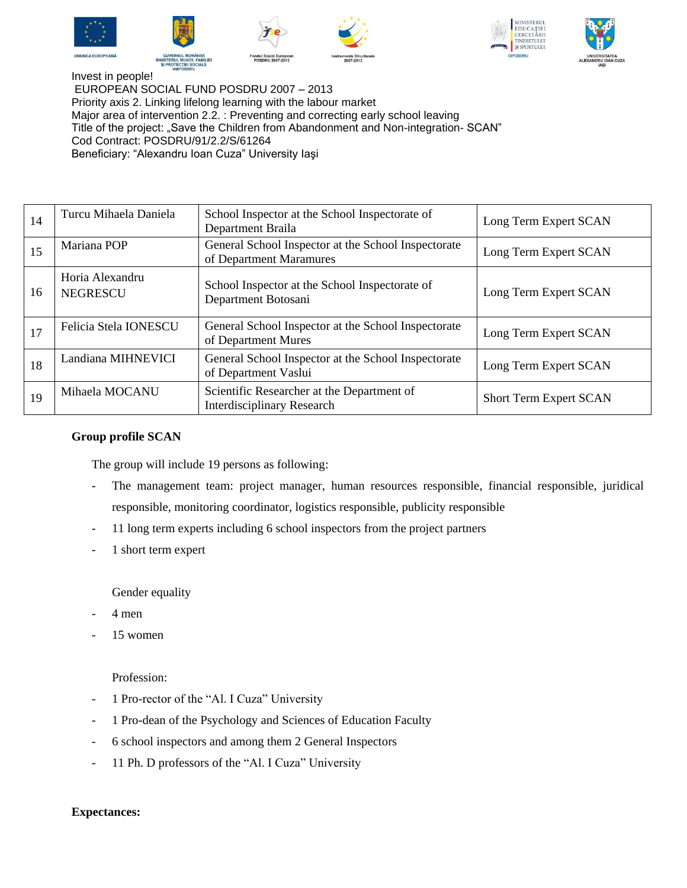Invest in people!
EUROPEAN SOCIAL FUND POSDRU 2007 – 2013
Priority axis 2. Linking lifelong learning with the labour market
Major area of intervention 2.2. : Preventing and correcting early school leaving
Title of the project: „Save the Children from Abandonment and Non-integration- SCAN"
Cod Contract: POSDRU/91/2.2/S/61264
Beneficiary: "Alexandru Ioan Cuza" University Iaşi

| | | | |
|---|---|---|---|
| 14 | Turcu Mihaela Daniela | School Inspector at the School Inspectorate of Department Braila | Long Term Expert SCAN |
| 15 | Mariana POP | General School Inspector at the School Inspectorate of Department Maramures | Long Term Expert SCAN |
| 16 | Horia Alexandru NEGRESCU | School Inspector at the School Inspectorate of Department Botosani | Long Term Expert SCAN |
| 17 | Felicia Stela IONESCU | General School Inspector at the School Inspectorate of Department Mures | Long Term Expert SCAN |
| 18 | Landiana MIHNEVICI | General School Inspector at the School Inspectorate of Department Vaslui | Long Term Expert SCAN |
| 19 | Mihaela MOCANU | Scientific Researcher at the Department of Interdisciplinary Research | Short Term Expert SCAN |

**Group profile SCAN**

The group will include 19 persons as following:

- The management team: project manager, human resources responsible, financial responsible, juridical responsible, monitoring coordinator, logistics responsible, publicity responsible
- 11 long term experts including 6 school inspectors from the project partners
- 1 short term expert

Gender equality

- 4 men
- 15 women

Profession:

- 1 Pro-rector of the "Al. I Cuza" University
- 1 Pro-dean of the Psychology and Sciences of Education Faculty
- 6 school inspectors and among them 2 General Inspectors
- 11 Ph. D professors of the "Al. I Cuza" University

**Expectances:**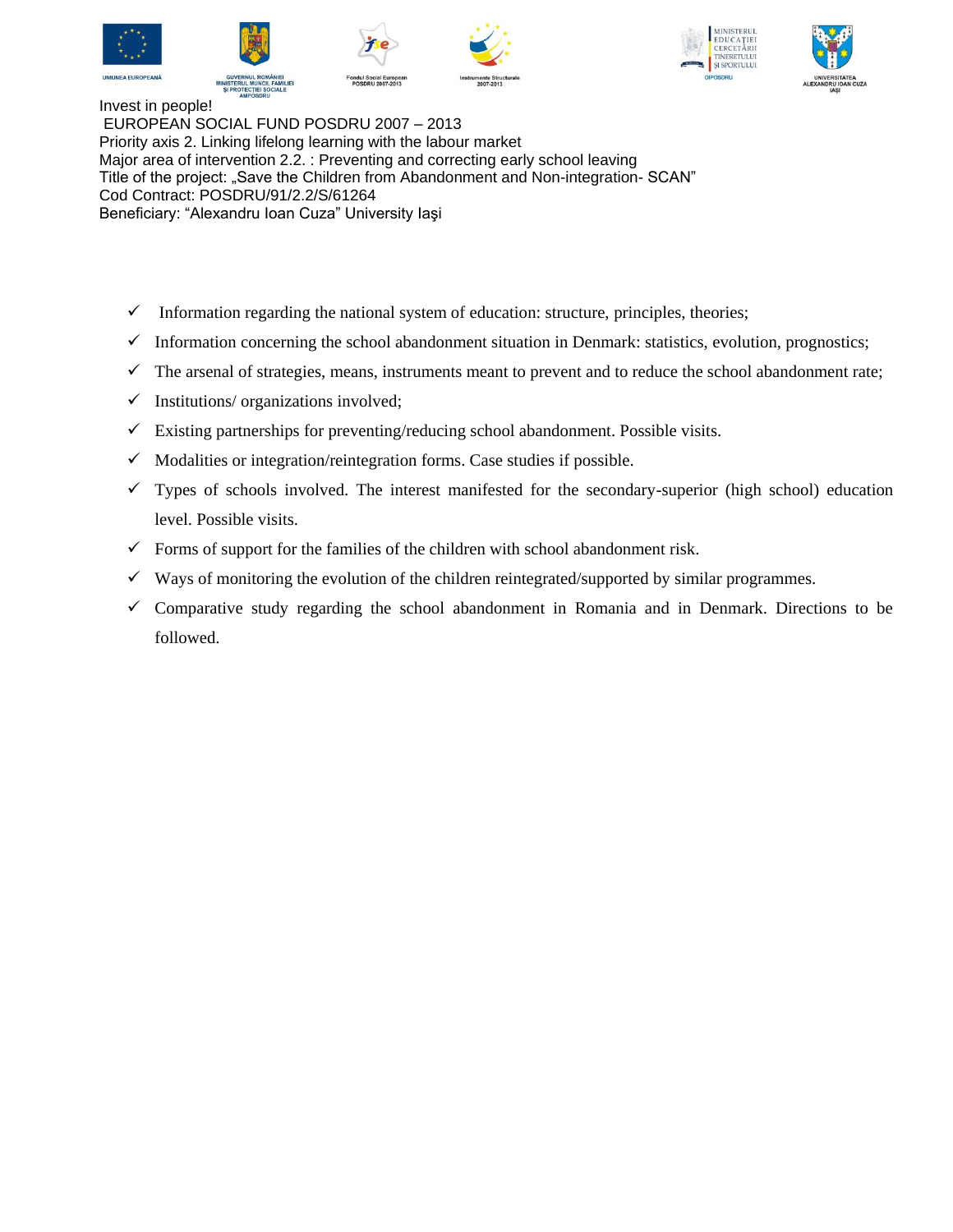- Information regarding the national system of education: structure, principles, theories;
- Information concerning the school abandonment situation in Denmark: statistics, evolution, prognostics;
- The arsenal of strategies, means, instruments meant to prevent and to reduce the school abandonment rate;
- Institutions/ organizations involved;
- Existing partnerships for preventing/reducing school abandonment. Possible visits.
- Modalities or integration/reintegration forms. Case studies if possible.
- Types of schools involved. The interest manifested for the secondary-superior (high school) education level. Possible visits.
- Forms of support for the families of the children with school abandonment risk.
- Ways of monitoring the evolution of the children reintegrated/supported by similar programmes.
- Comparative study regarding the school abandonment in Romania and in Denmark. Directions to be followed.